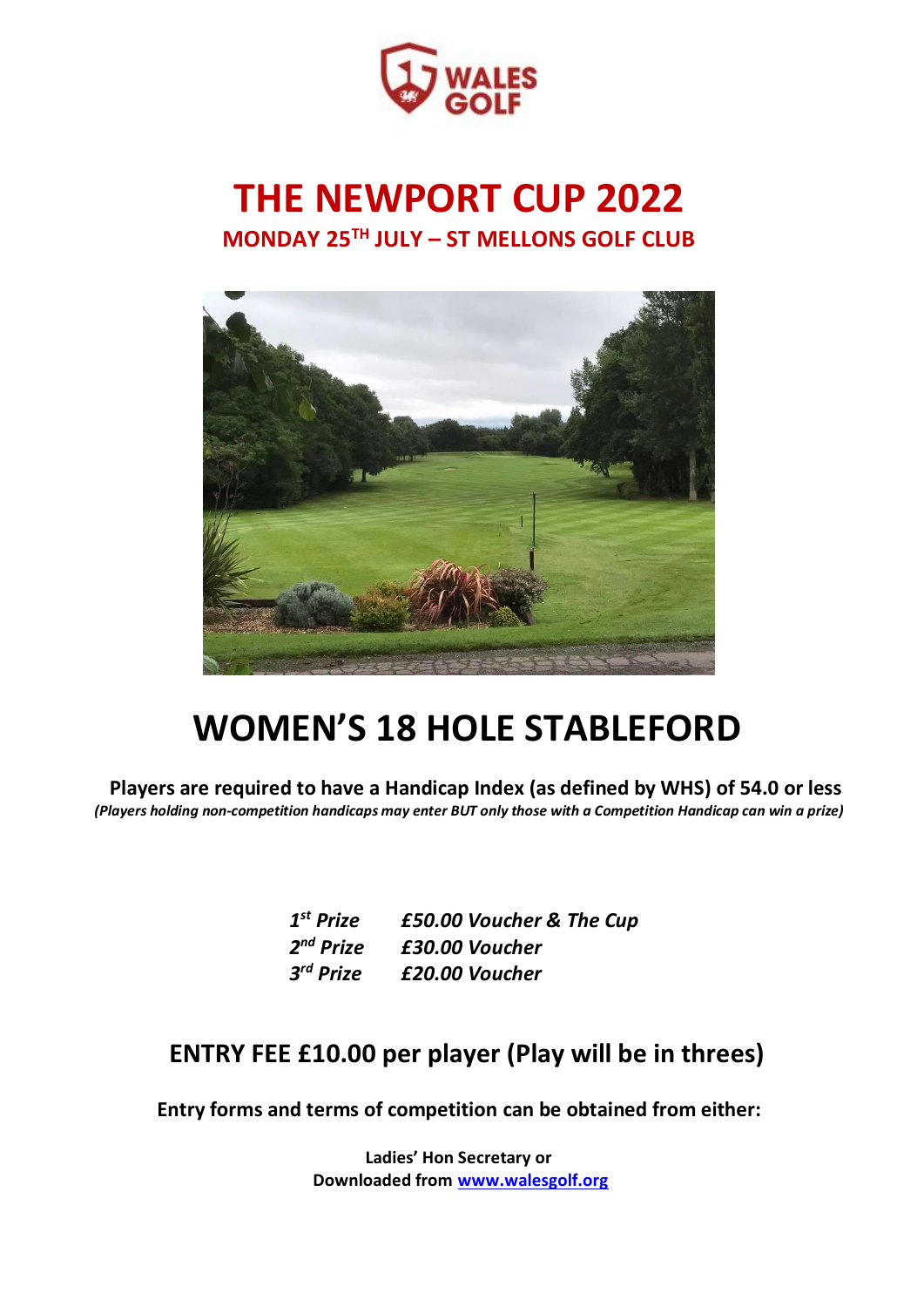# THE NEWPORT CUP 2022

## MONDAY 25TH JULY – ST MELLONS GOLF CLUB

# WOMEN'S 18 HOLE STABLEFORD

**Players are required to have a Handicap Index (as defined by WHS) of 54.0 or less**

***(Players holding non-competition handicaps may enter BUT only those with a Competition Handicap can win a prize)***

| | |
|---|---|
| ***1st Prize*** | ***£50.00 Voucher & The Cup*** |
| ***2nd Prize*** | ***£30.00 Voucher*** |
| ***3rd Prize*** | ***£20.00 Voucher*** |

## ENTRY FEE £10.00 per player (Play will be in threes)

**Entry forms and terms of competition can be obtained from either:**

**Ladies' Hon Secretary or**
**Downloaded from [www.walesgolf.org](www.walesgolf.org)**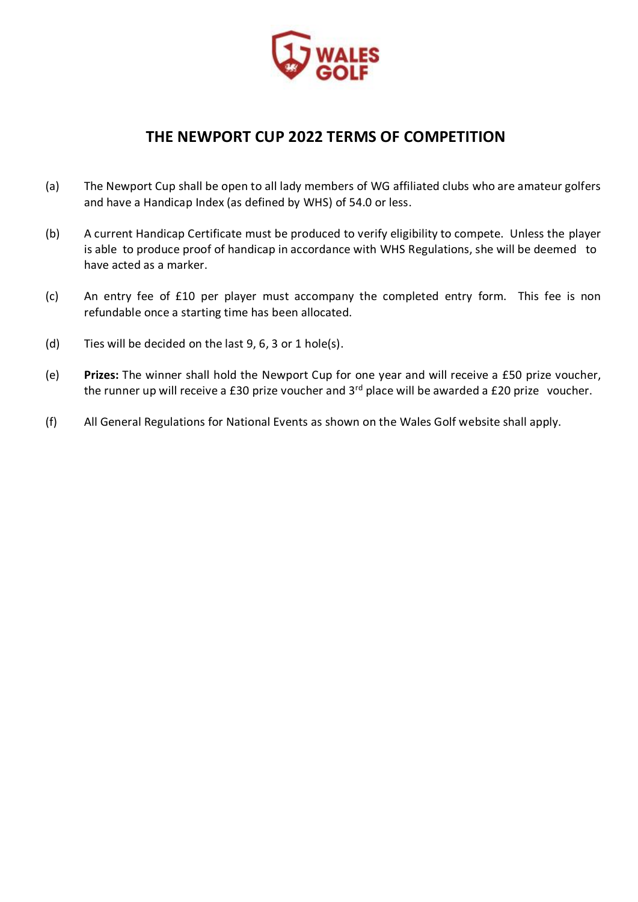# THE NEWPORT CUP 2022 TERMS OF COMPETITION

(a) The Newport Cup shall be open to all lady members of WG affiliated clubs who are amateur golfers and have a Handicap Index (as defined by WHS) of 54.0 or less.

(b) A current Handicap Certificate must be produced to verify eligibility to compete. Unless the player is able to produce proof of handicap in accordance with WHS Regulations, she will be deemed to have acted as a marker.

(c) An entry fee of £10 per player must accompany the completed entry form. This fee is non refundable once a starting time has been allocated.

(d) Ties will be decided on the last 9, 6, 3 or 1 hole(s).

(e) **Prizes:** The winner shall hold the Newport Cup for one year and will receive a £50 prize voucher, the runner up will receive a £30 prize voucher and 3rd place will be awarded a £20 prize voucher.

(f) All General Regulations for National Events as shown on the Wales Golf website shall apply.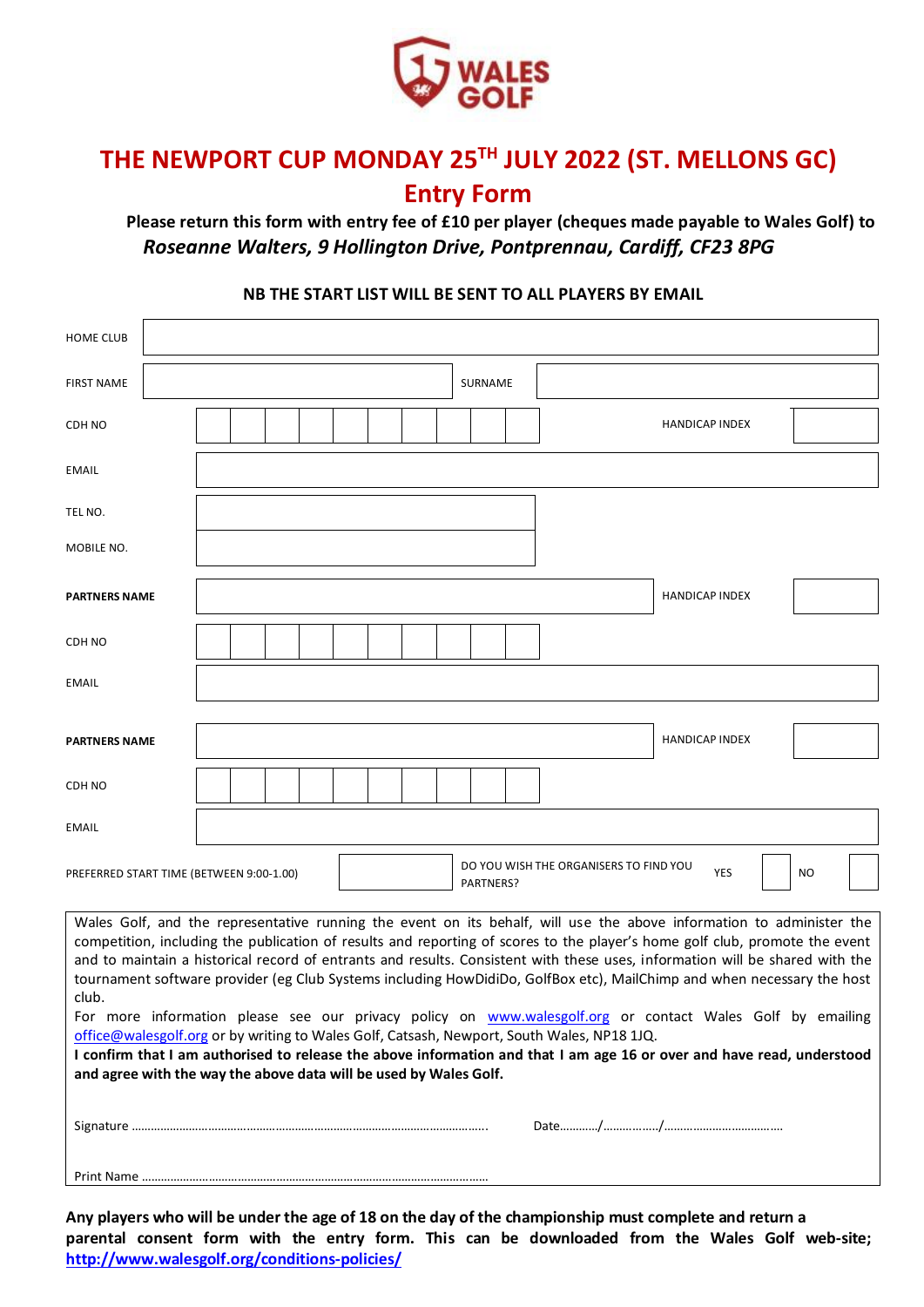# THE NEWPORT CUP MONDAY 25TH JULY 2022 (ST. MELLONS GC)

## Entry Form

**Please return this form with entry fee of £10 per player (cheques made payable to Wales Golf) to** ***Roseanne Walters, 9 Hollington Drive, Pontprennau, Cardiff, CF23 8PG***

**NB THE START LIST WILL BE SENT TO ALL PLAYERS BY EMAIL**

| | | | |
|---|---|---|---|
| HOME CLUB | | | |
| FIRST NAME | | SURNAME | |
| CDH NO | | HANDICAP INDEX | |
| EMAIL | | | |
| TEL NO. | | | |
| MOBILE NO. | | | |
| **PARTNERS NAME** | | HANDICAP INDEX | |
| CDH NO | | | |
| EMAIL | | | |
| **PARTNERS NAME** | | HANDICAP INDEX | |
| CDH NO | | | |
| EMAIL | | | |
| PREFERRED START TIME (BETWEEN 9:00-1.00) | | DO YOU WISH THE ORGANISERS TO FIND YOU PARTNERS? | YES / NO |

Wales Golf, and the representative running the event on its behalf, will use the above information to administer the competition, including the publication of results and reporting of scores to the player's home golf club, promote the event and to maintain a historical record of entrants and results. Consistent with these uses, information will be shared with the tournament software provider (eg Club Systems including HowDidiDo, GolfBox etc), MailChimp and when necessary the host club.

For more information please see our privacy policy on www.walesgolf.org or contact Wales Golf by emailing office@walesgolf.org or by writing to Wales Golf, Catsash, Newport, South Wales, NP18 1JQ.

**I confirm that I am authorised to release the above information and that I am age 16 or over and have read, understood and agree with the way the above data will be used by Wales Golf.**

Signature ………………………………………………………………………………………………..   Date…………/………………/………………………………

Print Name ………………………………………………………………………………………………

**Any players who will be under the age of 18 on the day of the championship must complete and return a parental consent form with the entry form. This can be downloaded from the Wales Golf web-site; http://www.walesgolf.org/conditions-policies/**